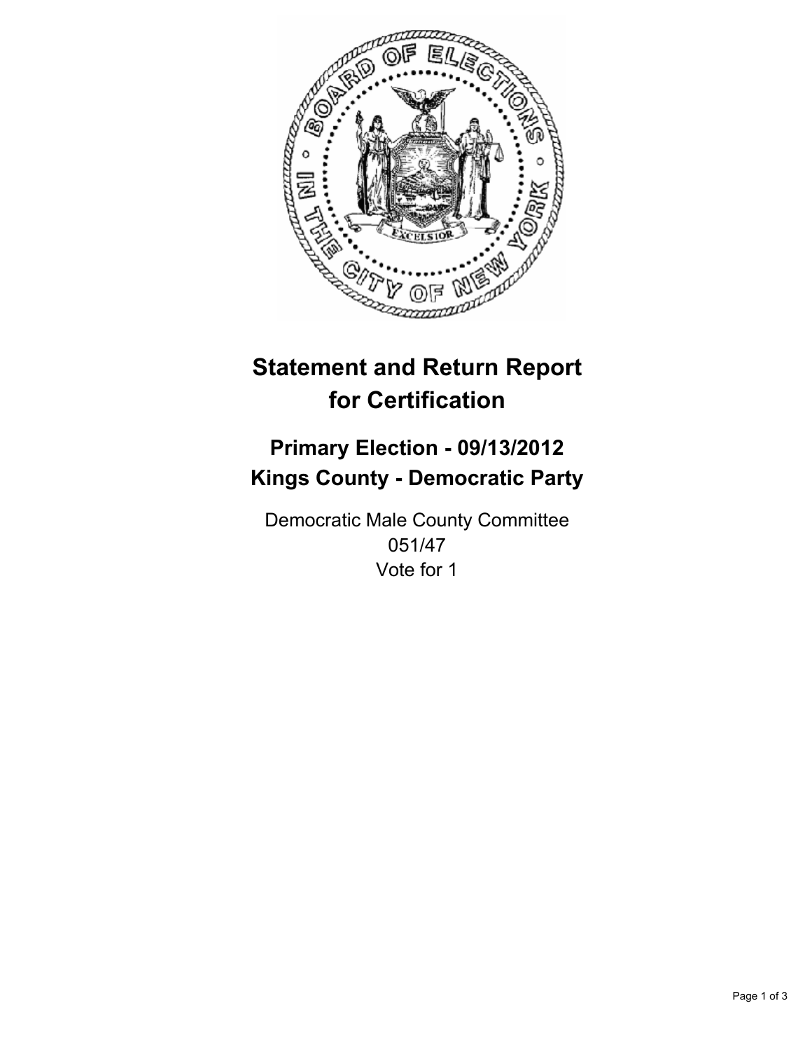# Statement and Return Report for Certification

## Primary Election - 09/13/2012
## Kings County - Democratic Party

Democratic Male County Committee
051/47
Vote for 1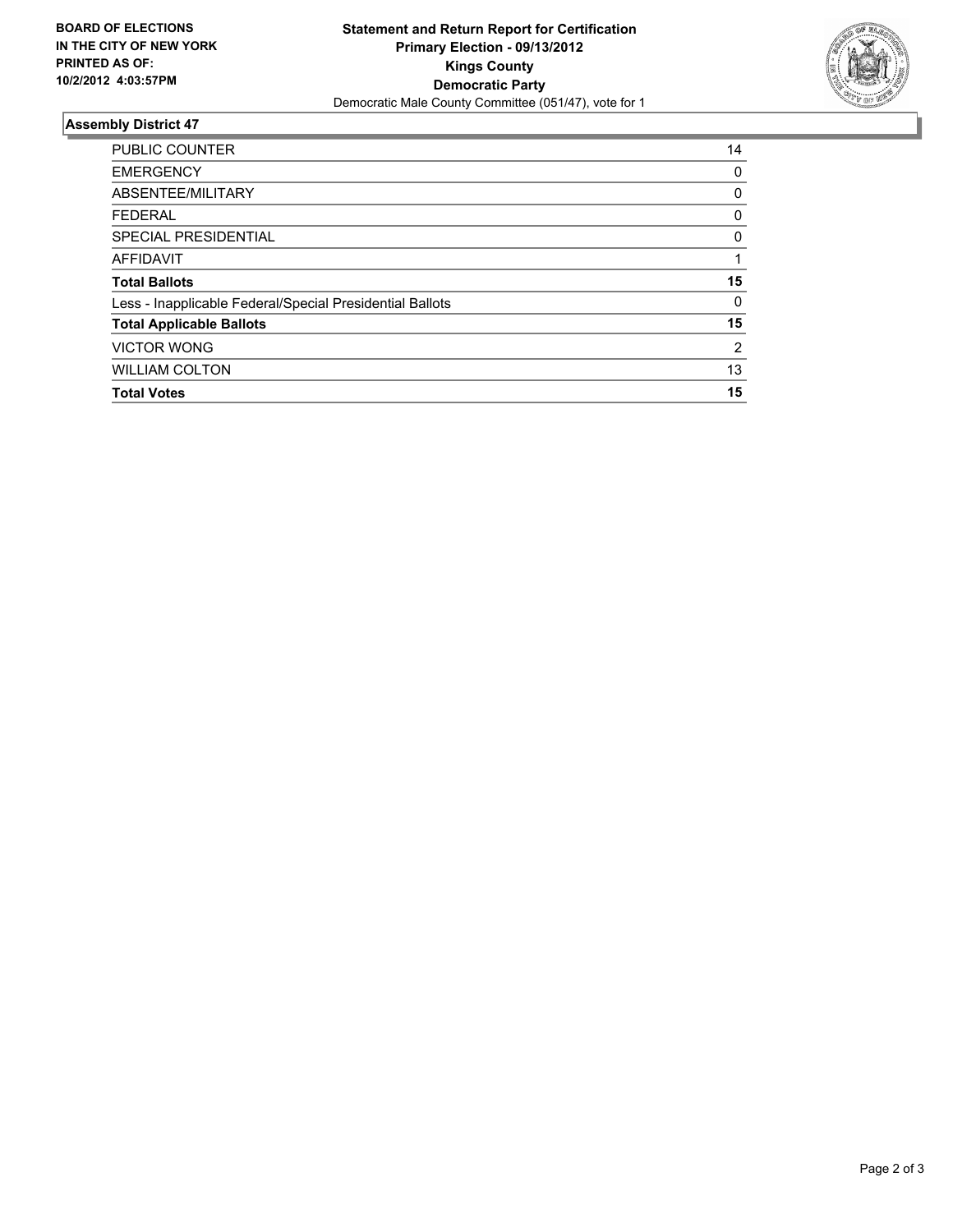**BOARD OF ELECTIONS IN THE CITY OF NEW YORK PRINTED AS OF: 10/2/2012 4:03:57PM**

**Statement and Return Report for Certification**
**Primary Election - 09/13/2012**
**Kings County**
**Democratic Party**
Democratic Male County Committee (051/47), vote for 1

## Assembly District 47

| | |
|---|---|
| PUBLIC COUNTER | 14 |
| EMERGENCY | 0 |
| ABSENTEE/MILITARY | 0 |
| FEDERAL | 0 |
| SPECIAL PRESIDENTIAL | 0 |
| AFFIDAVIT | 1 |
| **Total Ballots** | **15** |
| Less - Inapplicable Federal/Special Presidential Ballots | 0 |
| **Total Applicable Ballots** | **15** |
| VICTOR WONG | 2 |
| WILLIAM COLTON | 13 |
| **Total Votes** | **15** |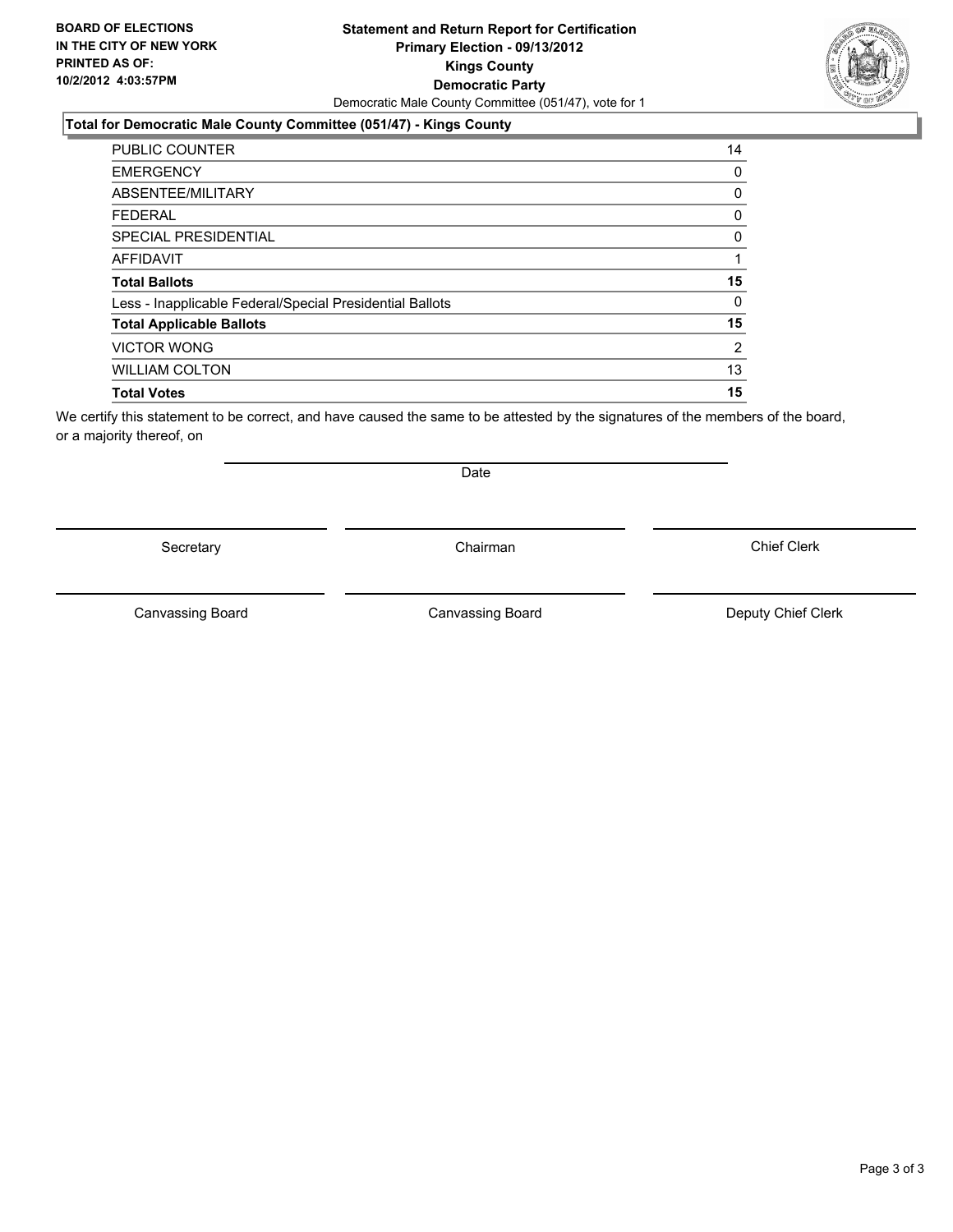**BOARD OF ELECTIONS IN THE CITY OF NEW YORK PRINTED AS OF: 10/2/2012 4:03:57PM**

**Statement and Return Report for Certification**
**Primary Election - 09/13/2012**
**Kings County**
**Democratic Party**
Democratic Male County Committee (051/47), vote for 1

**Total for Democratic Male County Committee (051/47) - Kings County**

| | |
|---|---|
| PUBLIC COUNTER | 14 |
| EMERGENCY | 0 |
| ABSENTEE/MILITARY | 0 |
| FEDERAL | 0 |
| SPECIAL PRESIDENTIAL | 0 |
| AFFIDAVIT | 1 |
| **Total Ballots** | **15** |
| Less - Inapplicable Federal/Special Presidential Ballots | 0 |
| **Total Applicable Ballots** | **15** |
| VICTOR WONG | 2 |
| WILLIAM COLTON | 13 |
| **Total Votes** | **15** |

We certify this statement to be correct, and have caused the same to be attested by the signatures of the members of the board, or a majority thereof, on

Date

Secretary

Chairman

Chief Clerk

Canvassing Board

Canvassing Board

Deputy Chief Clerk